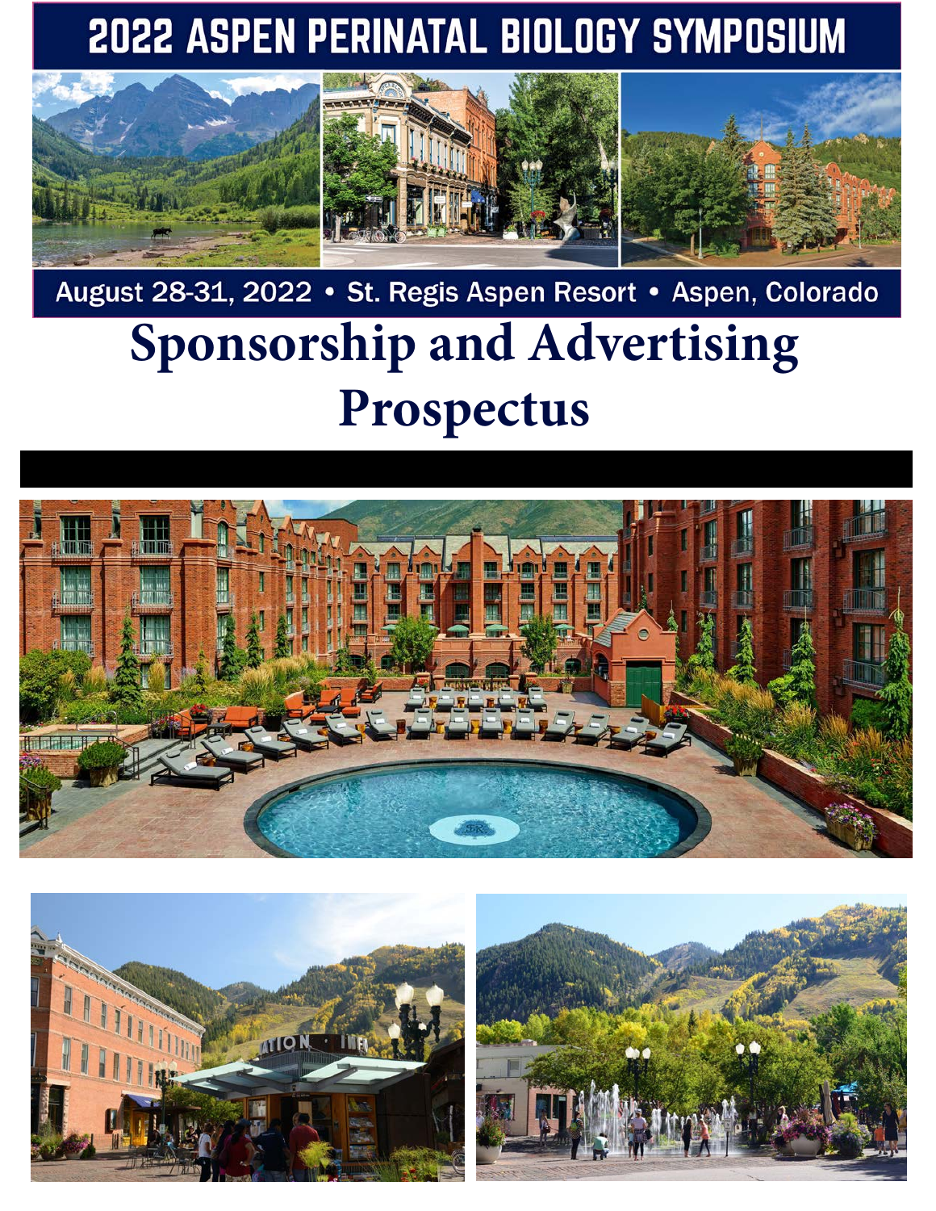# 2022 ASPEN PERINATAL BIOLOGY SYMPOSIUM

August 28-31, 2022 • St. Regis Aspen Resort • Aspen, Colorado

# Sponsorship and Advertising Prospectus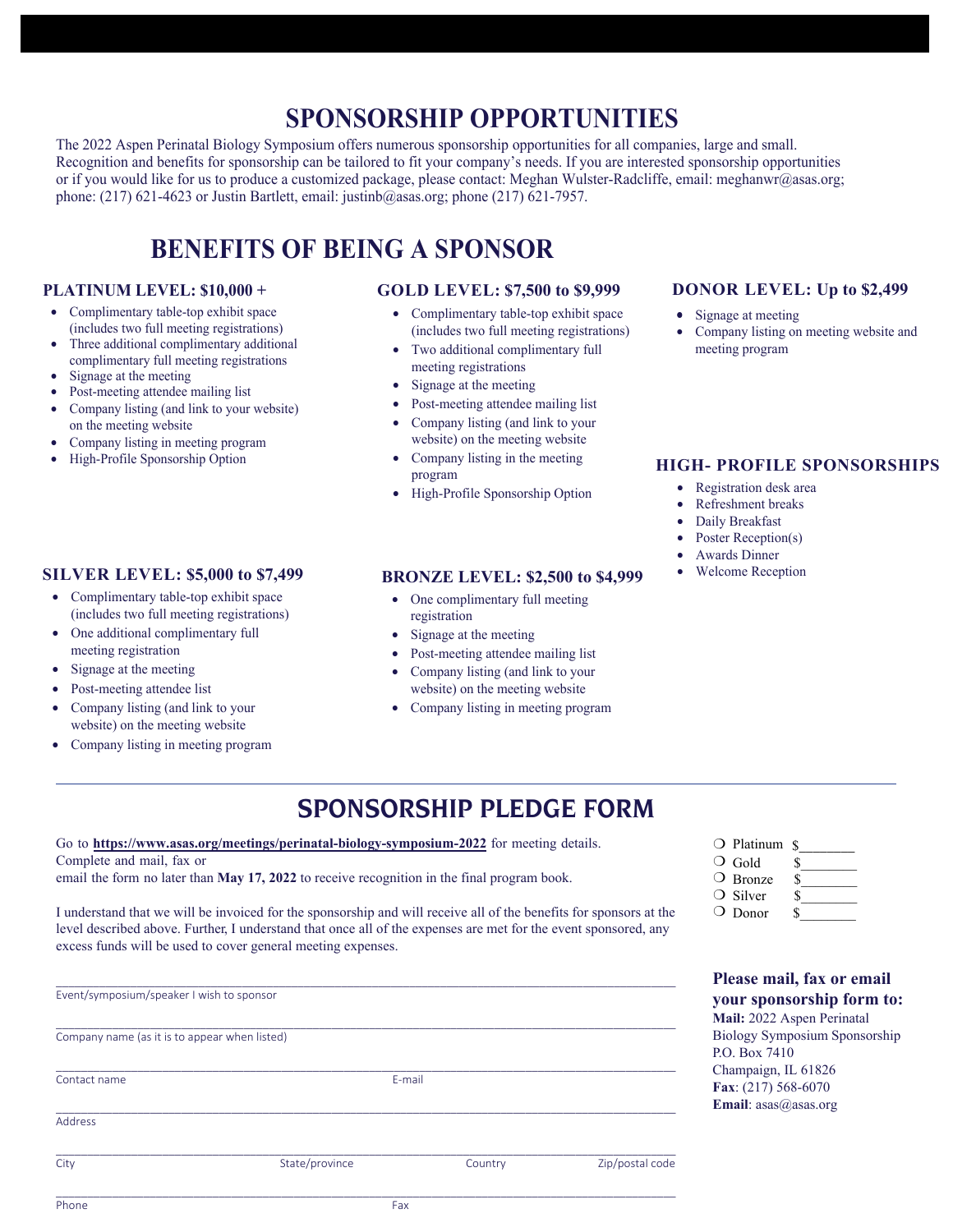# SPONSORSHIP OPPORTUNITIES

The 2022 Aspen Perinatal Biology Symposium offers numerous sponsorship opportunities for all companies, large and small. Recognition and benefits for sponsorship can be tailored to fit your company's needs. If you are interested sponsorship opportunities or if you would like for us to produce a customized package, please contact: Meghan Wulster-Radcliffe, email: meghanwr@asas.org; phone: (217) 621-4623 or Justin Bartlett, email: justinb@asas.org; phone (217) 621-7957.

# BENEFITS OF BEING A SPONSOR

### PLATINUM LEVEL: $10,000 +

- Complimentary table-top exhibit space (includes two full meeting registrations)
- Three additional complimentary additional complimentary full meeting registrations
- Signage at the meeting
- Post-meeting attendee mailing list
- Company listing (and link to your website) on the meeting website
- Company listing in meeting program
- High-Profile Sponsorship Option

### GOLD LEVEL: $7,500 to $9,999

- Complimentary table-top exhibit space (includes two full meeting registrations)
- Two additional complimentary full meeting registrations
- Signage at the meeting
- Post-meeting attendee mailing list
- Company listing (and link to your website) on the meeting website
- Company listing in the meeting program
- High-Profile Sponsorship Option

### DONOR LEVEL: Up to $2,499

- Signage at meeting
- Company listing on meeting website and meeting program

### HIGH- PROFILE SPONSORSHIPS

- Registration desk area
- Refreshment breaks
- Daily Breakfast
- Poster Reception(s)
- Awards Dinner
- Welcome Reception

### SILVER LEVEL: $5,000 to $7,499

- Complimentary table-top exhibit space (includes two full meeting registrations)
- One additional complimentary full meeting registration
- Signage at the meeting
- Post-meeting attendee list
- Company listing (and link to your website) on the meeting website
- Company listing in meeting program

### BRONZE LEVEL: $2,500 to $4,999

- One complimentary full meeting registration
- Signage at the meeting
- Post-meeting attendee mailing list
- Company listing (and link to your website) on the meeting website
- Company listing in meeting program

---

# SPONSORSHIP PLEDGE FORM

Go to **https://www.asas.org/meetings/perinatal-biology-symposium-2022** for meeting details. Complete and mail, fax or email the form no later than **May 17, 2022** to receive recognition in the final program book.

I understand that we will be invoiced for the sponsorship and will receive all of the benefits for sponsors at the level described above. Further, I understand that once all of the expenses are met for the event sponsored, any excess funds will be used to cover general meeting expenses.

- ❍ Platinum $________
- ❍ Gold $________
- ❍ Bronze $________
- ❍ Silver $________
- ❍ Donor $________

______________________________________________
Event/symposium/speaker I wish to sponsor

______________________________________________
Company name (as it is to appear when listed)

______________________________________________
Contact name E-mail

______________________________________________
Address

______________________________________________
City State/province Country Zip/postal code

______________________________________________
Phone Fax

**Please mail, fax or email your sponsorship form to:**

**Mail:** 2022 Aspen Perinatal Biology Symposium Sponsorship
P.O. Box 7410
Champaign, IL 61826
**Fax**: (217) 568-6070
**Email**: asas@asas.org